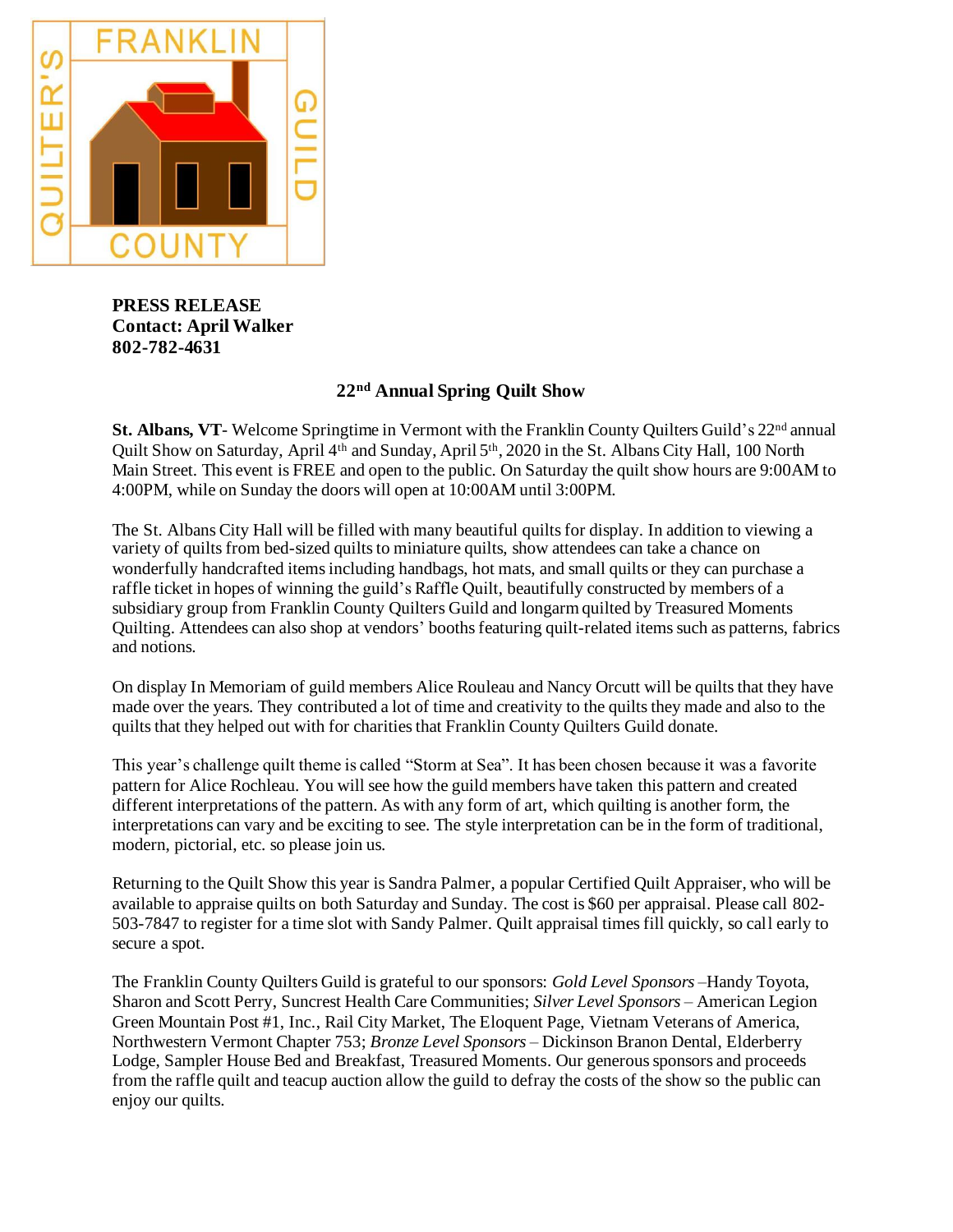**PRESS RELEASE**
**Contact: April Walker**
**802-782-4631**

## 22nd Annual Spring Quilt Show

**St. Albans, VT**- Welcome Springtime in Vermont with the Franklin County Quilters Guild's 22nd annual Quilt Show on Saturday, April 4th and Sunday, April 5th, 2020 in the St. Albans City Hall, 100 North Main Street. This event is FREE and open to the public. On Saturday the quilt show hours are 9:00AM to 4:00PM, while on Sunday the doors will open at 10:00AM until 3:00PM.

The St. Albans City Hall will be filled with many beautiful quilts for display. In addition to viewing a variety of quilts from bed-sized quilts to miniature quilts, show attendees can take a chance on wonderfully handcrafted items including handbags, hot mats, and small quilts or they can purchase a raffle ticket in hopes of winning the guild's Raffle Quilt, beautifully constructed by members of a subsidiary group from Franklin County Quilters Guild and longarm quilted by Treasured Moments Quilting. Attendees can also shop at vendors' booths featuring quilt-related items such as patterns, fabrics and notions.

On display In Memoriam of guild members Alice Rouleau and Nancy Orcutt will be quilts that they have made over the years. They contributed a lot of time and creativity to the quilts they made and also to the quilts that they helped out with for charities that Franklin County Quilters Guild donate.

This year's challenge quilt theme is called "Storm at Sea". It has been chosen because it was a favorite pattern for Alice Rochleau. You will see how the guild members have taken this pattern and created different interpretations of the pattern. As with any form of art, which quilting is another form, the interpretations can vary and be exciting to see. The style interpretation can be in the form of traditional, modern, pictorial, etc. so please join us.

Returning to the Quilt Show this year is Sandra Palmer, a popular Certified Quilt Appraiser, who will be available to appraise quilts on both Saturday and Sunday. The cost is $60 per appraisal. Please call 802-503-7847 to register for a time slot with Sandy Palmer. Quilt appraisal times fill quickly, so call early to secure a spot.

The Franklin County Quilters Guild is grateful to our sponsors: *Gold Level Sponsors* –Handy Toyota, Sharon and Scott Perry, Suncrest Health Care Communities; *Silver Level Sponsors* – American Legion Green Mountain Post #1, Inc., Rail City Market, The Eloquent Page, Vietnam Veterans of America, Northwestern Vermont Chapter 753; *Bronze Level Sponsors* – Dickinson Branon Dental, Elderberry Lodge, Sampler House Bed and Breakfast, Treasured Moments. Our generous sponsors and proceeds from the raffle quilt and teacup auction allow the guild to defray the costs of the show so the public can enjoy our quilts.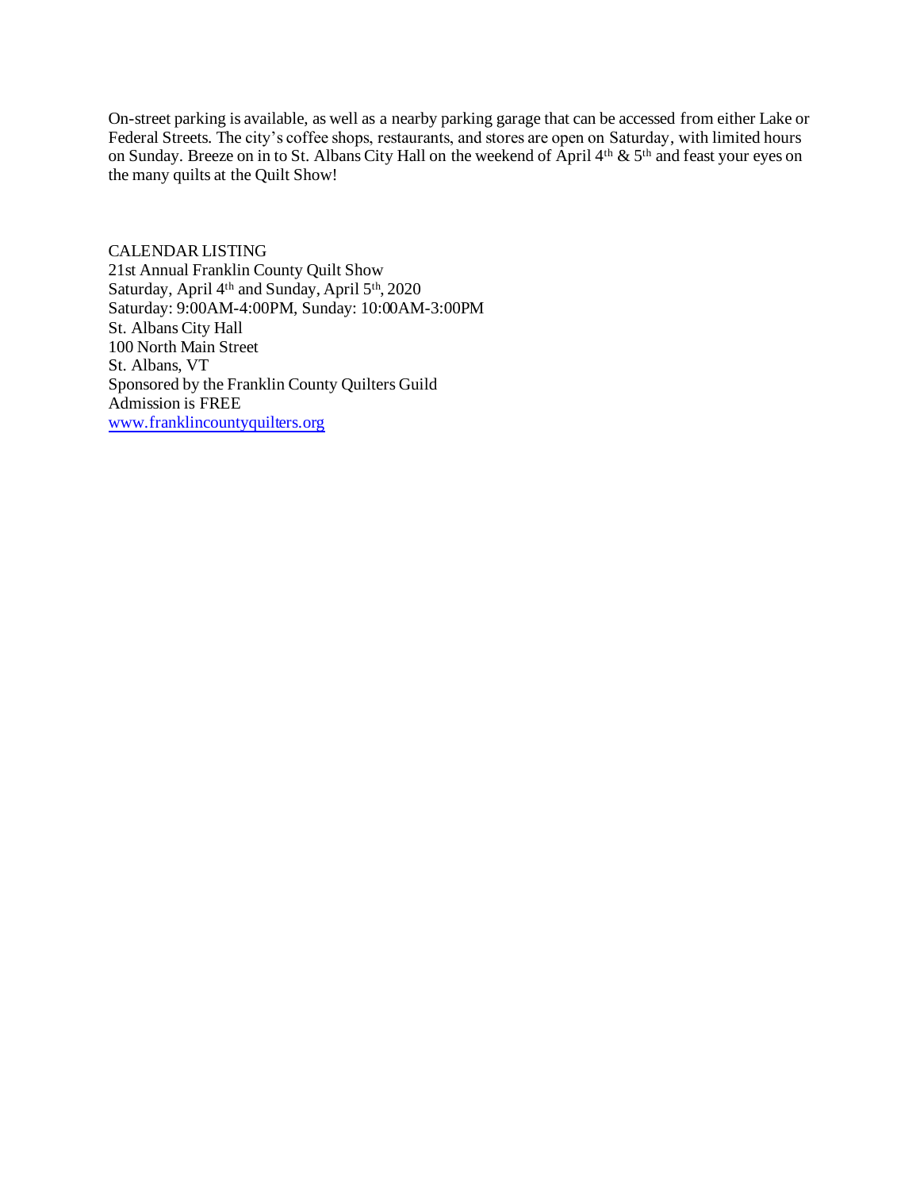On-street parking is available, as well as a nearby parking garage that can be accessed from either Lake or Federal Streets. The city's coffee shops, restaurants, and stores are open on Saturday, with limited hours on Sunday. Breeze on in to St. Albans City Hall on the weekend of April 4th & 5th and feast your eyes on the many quilts at the Quilt Show!

CALENDAR LISTING
21st Annual Franklin County Quilt Show
Saturday, April 4th and Sunday, April 5th, 2020
Saturday: 9:00AM-4:00PM, Sunday: 10:00AM-3:00PM
St. Albans City Hall
100 North Main Street
St. Albans, VT
Sponsored by the Franklin County Quilters Guild
Admission is FREE
www.franklincountyquilters.org